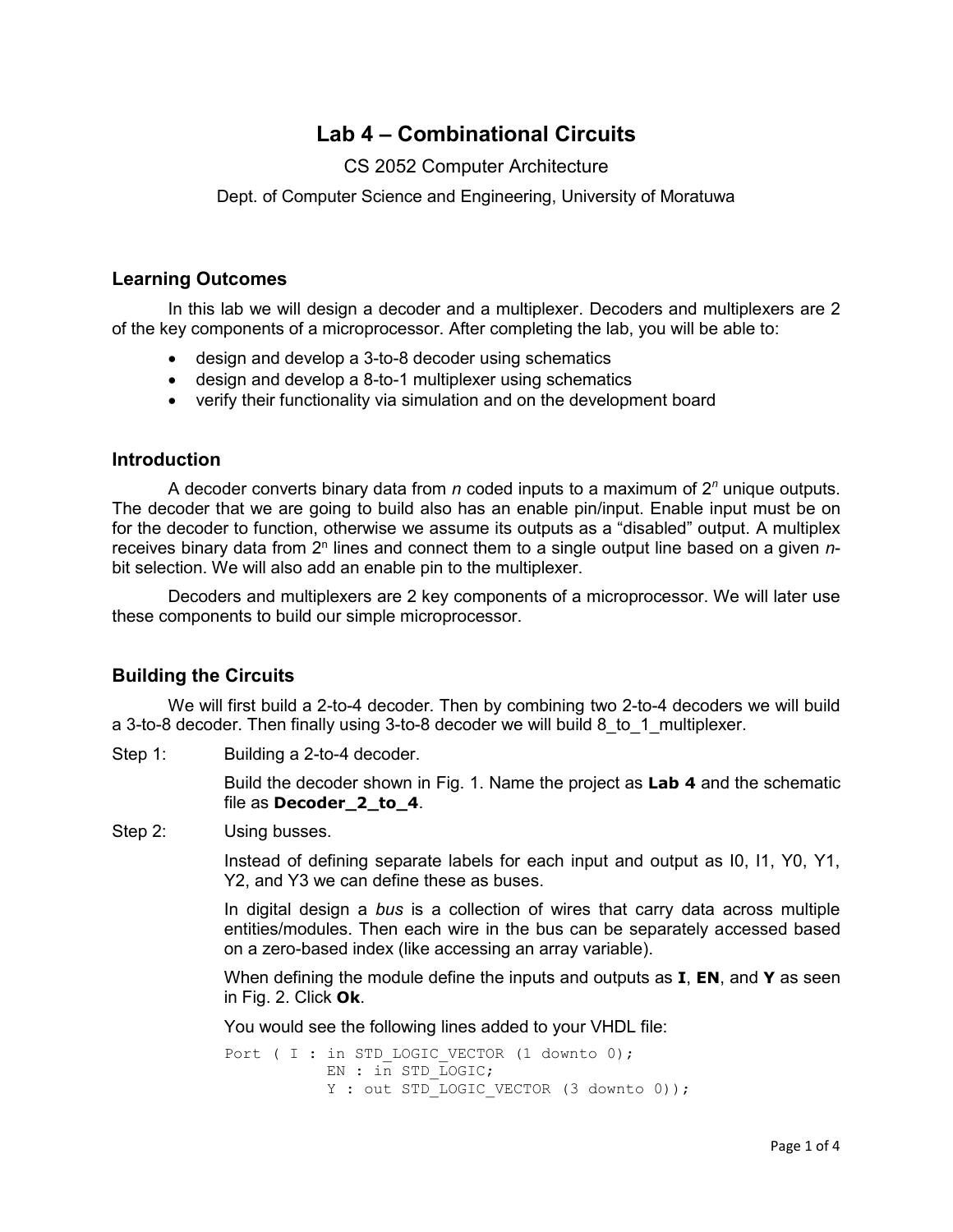# Lab 4 – Combinational Circuits

CS 2052 Computer Architecture

Dept. of Computer Science and Engineering, University of Moratuwa

## Learning Outcomes

In this lab we will design a decoder and a multiplexer. Decoders and multiplexers are 2 of the key components of a microprocessor. After completing the lab, you will be able to:

- design and develop a 3-to-8 decoder using schematics
- design and develop a 8-to-1 multiplexer using schematics
- verify their functionality via simulation and on the development board

## Introduction

A decoder converts binary data from *n* coded inputs to a maximum of $2^n$ unique outputs. The decoder that we are going to build also has an enable pin/input. Enable input must be on for the decoder to function, otherwise we assume its outputs as a "disabled" output. A multiplex receives binary data from $2^n$ lines and connect them to a single output line based on a given *n*-bit selection. We will also add an enable pin to the multiplexer.

Decoders and multiplexers are 2 key components of a microprocessor. We will later use these components to build our simple microprocessor.

## Building the Circuits

We will first build a 2-to-4 decoder. Then by combining two 2-to-4 decoders we will build a 3-to-8 decoder. Then finally using 3-to-8 decoder we will build 8_to_1_multiplexer.

Step 1: Building a 2-to-4 decoder.

Build the decoder shown in Fig. 1. Name the project as **Lab 4** and the schematic file as **Decoder_2_to_4**.

Step 2: Using busses.

Instead of defining separate labels for each input and output as I0, I1, Y0, Y1, Y2, and Y3 we can define these as buses.

In digital design a *bus* is a collection of wires that carry data across multiple entities/modules. Then each wire in the bus can be separately accessed based on a zero-based index (like accessing an array variable).

When defining the module define the inputs and outputs as **I**, **EN**, and **Y** as seen in Fig. 2. Click **Ok**.

You would see the following lines added to your VHDL file:

```
Port ( I : in STD_LOGIC_VECTOR (1 downto 0);
          EN : in STD_LOGIC;
          Y : out STD_LOGIC_VECTOR (3 downto 0));
```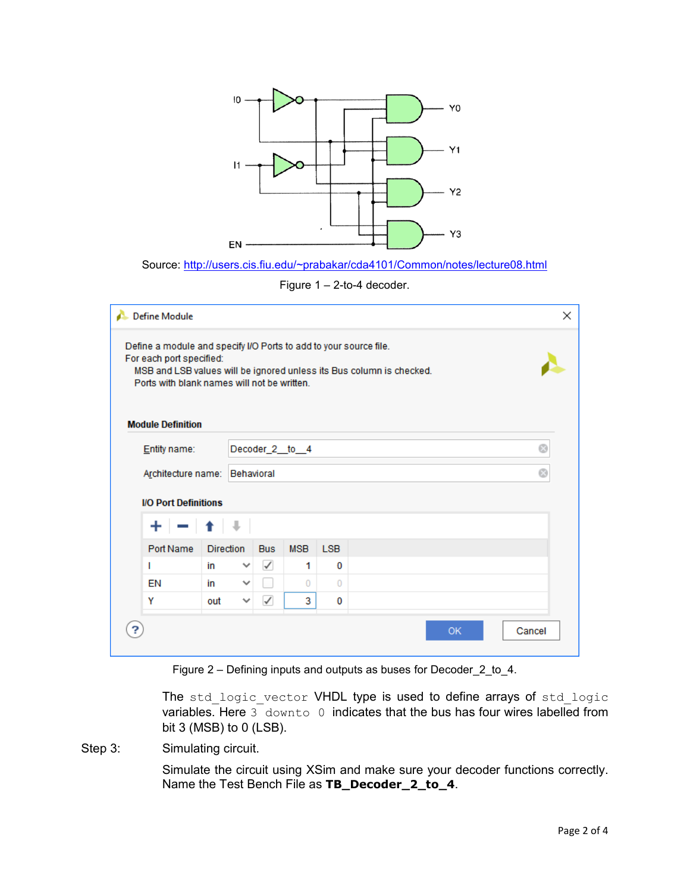Source: http://users.cis.fiu.edu/~prabakar/cda4101/Common/notes/lecture08.html

Figure 1 – 2-to-4 decoder.

Figure 2 – Defining inputs and outputs as buses for Decoder_2_to_4.

The `std_logic_vector` VHDL type is used to define arrays of `std_logic` variables. Here `3 downto 0` indicates that the bus has four wires labelled from bit 3 (MSB) to 0 (LSB).

Step 3: Simulating circuit.

Simulate the circuit using XSim and make sure your decoder functions correctly. Name the Test Bench File as **TB_Decoder_2_to_4**.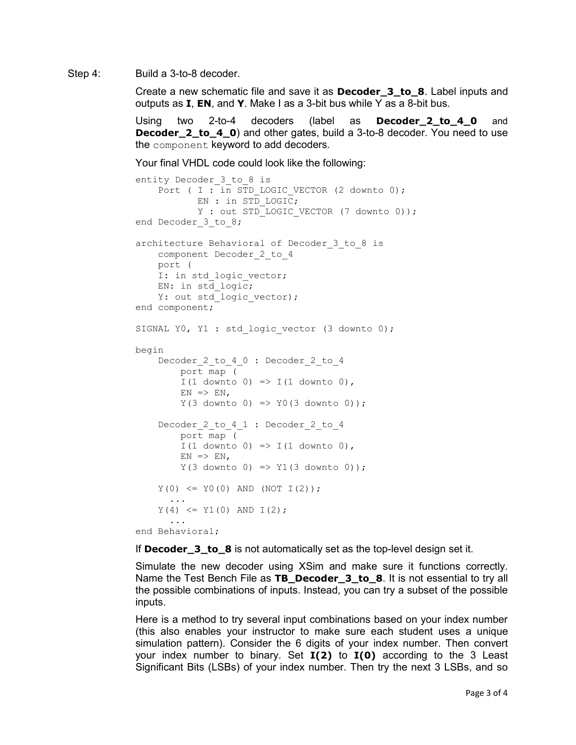Step 4: Build a 3-to-8 decoder.

Create a new schematic file and save it as **Decoder_3_to_8**. Label inputs and outputs as **I**, **EN**, and **Y**. Make I as a 3-bit bus while Y as a 8-bit bus.

Using two 2-to-4 decoders (label as **Decoder_2_to_4_0** and **Decoder_2_to_4_0**) and other gates, build a 3-to-8 decoder. You need to use the `component` keyword to add decoders.

Your final VHDL code could look like the following:

```
entity Decoder_3_to_8 is
    Port ( I : in STD_LOGIC_VECTOR (2 downto 0);
           EN : in STD_LOGIC;
           Y : out STD_LOGIC_VECTOR (7 downto 0));
end Decoder_3_to_8;

architecture Behavioral of Decoder_3_to_8 is
    component Decoder_2_to_4
    port (
    I: in std_logic_vector;
    EN: in std_logic;
    Y: out std_logic_vector);
end component;

SIGNAL Y0, Y1 : std_logic_vector (3 downto 0);

begin
    Decoder_2_to_4_0 : Decoder_2_to_4
        port map (
        I(1 downto 0) => I(1 downto 0),
        EN => EN,
        Y(3 downto 0) => Y0(3 downto 0));

    Decoder_2_to_4_1 : Decoder_2_to_4
        port map (
        I(1 downto 0) => I(1 downto 0),
        EN => EN,
        Y(3 downto 0) => Y1(3 downto 0));

    Y(0) <= Y0(0) AND (NOT I(2));
      ...
    Y(4) <= Y1(0) AND I(2);
      ...
end Behavioral;
```

If **Decoder_3_to_8** is not automatically set as the top-level design set it.

Simulate the new decoder using XSim and make sure it functions correctly. Name the Test Bench File as **TB_Decoder_3_to_8**. It is not essential to try all the possible combinations of inputs. Instead, you can try a subset of the possible inputs.

Here is a method to try several input combinations based on your index number (this also enables your instructor to make sure each student uses a unique simulation pattern). Consider the 6 digits of your index number. Then convert your index number to binary. Set **I(2)** to **I(0)** according to the 3 Least Significant Bits (LSBs) of your index number. Then try the next 3 LSBs, and so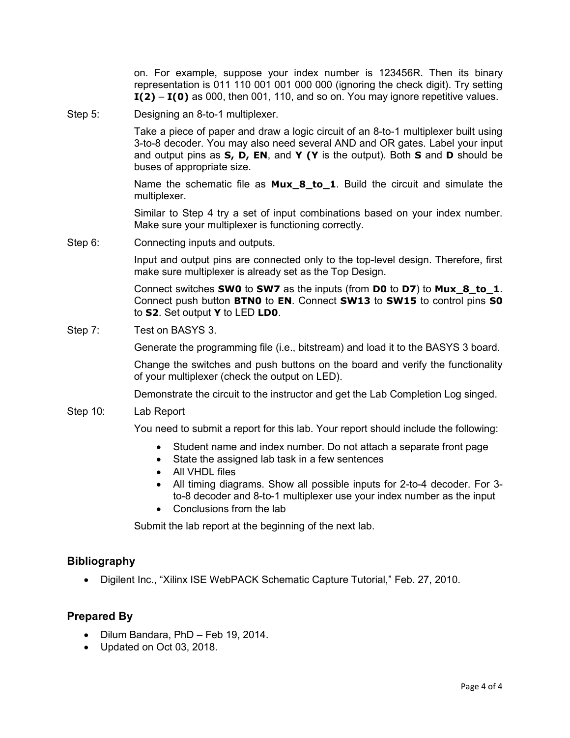on. For example, suppose your index number is 123456R. Then its binary representation is 011 110 001 001 000 000 (ignoring the check digit). Try setting **I(2)** – **I(0)** as 000, then 001, 110, and so on. You may ignore repetitive values.

Step 5: Designing an 8-to-1 multiplexer.

Take a piece of paper and draw a logic circuit of an 8-to-1 multiplexer built using 3-to-8 decoder. You may also need several AND and OR gates. Label your input and output pins as **S, D, EN**, and **Y (Y** is the output). Both **S** and **D** should be buses of appropriate size.

Name the schematic file as **Mux_8_to_1**. Build the circuit and simulate the multiplexer.

Similar to Step 4 try a set of input combinations based on your index number. Make sure your multiplexer is functioning correctly.

Step 6: Connecting inputs and outputs.

Input and output pins are connected only to the top-level design. Therefore, first make sure multiplexer is already set as the Top Design.

Connect switches **SW0** to **SW7** as the inputs (from **D0** to **D7**) to **Mux_8_to_1**. Connect push button **BTN0** to **EN**. Connect **SW13** to **SW15** to control pins **S0** to **S2**. Set output **Y** to LED **LD0**.

Step 7: Test on BASYS 3.

Generate the programming file (i.e., bitstream) and load it to the BASYS 3 board.

Change the switches and push buttons on the board and verify the functionality of your multiplexer (check the output on LED).

Demonstrate the circuit to the instructor and get the Lab Completion Log singed.

Step 10: Lab Report

You need to submit a report for this lab. Your report should include the following:

- Student name and index number. Do not attach a separate front page
- State the assigned lab task in a few sentences
- All VHDL files
- All timing diagrams. Show all possible inputs for 2-to-4 decoder. For 3-to-8 decoder and 8-to-1 multiplexer use your index number as the input
- Conclusions from the lab

Submit the lab report at the beginning of the next lab.

## Bibliography

- Digilent Inc., "Xilinx ISE WebPACK Schematic Capture Tutorial," Feb. 27, 2010.

## Prepared By

- Dilum Bandara, PhD – Feb 19, 2014.
- Updated on Oct 03, 2018.